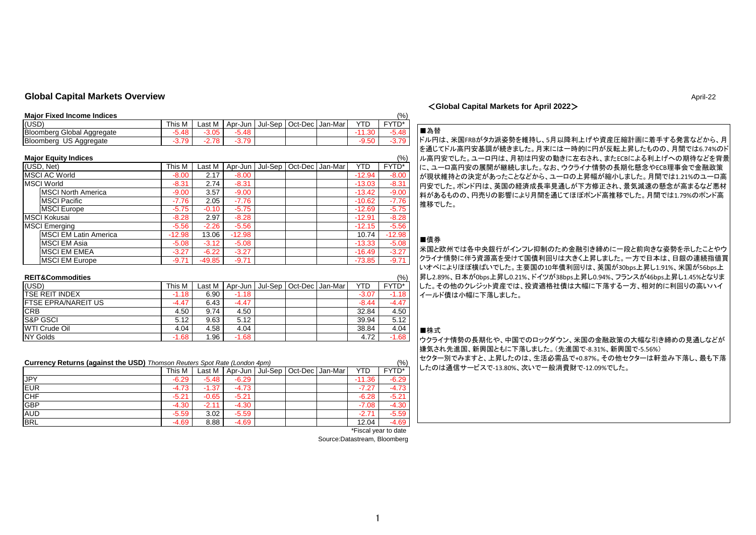## Global Capital Markets Overview

April-22

### Major Fixed Income Indices

(%)

| (USD) | This M | Last M | Apr-Jun | Jul-Sep | Oct-Dec | Jan-Mar | YTD | FYTD* |
|---|---|---|---|---|---|---|---|---|
| Bloomberg Global Aggregate | -5.48 | -3.05 | -5.48 | | | | -11.30 | -5.48 |
| Bloomberg US Aggregate | -3.79 | -2.78 | -3.79 | | | | -9.50 | -3.79 |

### Major Equity Indices

(%)

| (USD, Net) | This M | Last M | Apr-Jun | Jul-Sep | Oct-Dec | Jan-Mar | YTD | FYTD* |
|---|---|---|---|---|---|---|---|---|
| MSCI AC World | -8.00 | 2.17 | -8.00 | | | | -12.94 | -8.00 |
| MSCI World | -8.31 | 2.74 | -8.31 | | | | -13.03 | -8.31 |
| MSCI North America | -9.00 | 3.57 | -9.00 | | | | -13.42 | -9.00 |
| MSCI Pacific | -7.76 | 2.05 | -7.76 | | | | -10.62 | -7.76 |
| MSCI Europe | -5.75 | -0.10 | -5.75 | | | | -12.69 | -5.75 |
| MSCI Kokusai | -8.28 | 2.97 | -8.28 | | | | -12.91 | -8.28 |
| MSCI Emerging | -5.56 | -2.26 | -5.56 | | | | -12.15 | -5.56 |
| MSCI EM Latin America | -12.98 | 13.06 | -12.98 | | | | 10.74 | -12.98 |
| MSCI EM Asia | -5.08 | -3.12 | -5.08 | | | | -13.33 | -5.08 |
| MSCI EM EMEA | -3.27 | -6.22 | -3.27 | | | | -16.49 | -3.27 |
| MSCI EM Europe | -9.71 | -49.85 | -9.71 | | | | -73.85 | -9.71 |

### REIT&Commodities

(%)

| (USD) | This M | Last M | Apr-Jun | Jul-Sep | Oct-Dec | Jan-Mar | YTD | FYTD* |
|---|---|---|---|---|---|---|---|---|
| TSE REIT INDEX | -1.18 | 6.90 | -1.18 | | | | -3.07 | -1.18 |
| FTSE EPRA/NAREIT US | -4.47 | 6.43 | -4.47 | | | | -8.44 | -4.47 |
| CRB | 4.50 | 9.74 | 4.50 | | | | 32.84 | 4.50 |
| S&P GSCI | 5.12 | 9.63 | 5.12 | | | | 39.94 | 5.12 |
| WTI Crude Oil | 4.04 | 4.58 | 4.04 | | | | 38.84 | 4.04 |
| NY Golds | -1.68 | 1.96 | -1.68 | | | | 4.72 | -1.68 |

### Currency Returns (against the USD) *Thomson Reuters Spot Rate (London 4pm)*

(%)

| | This M | Last M | Apr-Jun | Jul-Sep | Oct-Dec | Jan-Mar | YTD | FYTD* |
|---|---|---|---|---|---|---|---|---|
| JPY | -6.29 | -5.48 | -6.29 | | | | -11.36 | -6.29 |
| EUR | -4.73 | -1.37 | -4.73 | | | | -7.27 | -4.73 |
| CHF | -5.21 | -0.65 | -5.21 | | | | -6.28 | -5.21 |
| GBP | -4.30 | -2.11 | -4.30 | | | | -7.08 | -4.30 |
| AUD | -5.59 | 3.02 | -5.59 | | | | -2.71 | -5.59 |
| BRL | -4.69 | 8.88 | -4.69 | | | | 12.04 | -4.69 |

*Fiscal year to date

Source:Datastream, Bloomberg

## ＜Global Capital Markets for April 2022＞

■為替

ドル円は、米国FRBがタカ派姿勢を維持し、5月以降利上げや資産圧縮計画に着手する発言などから、月を通じてドル高円安基調が続きました。月末には一時的に円が反転上昇したものの、月間では6.74%のドル高円安でした。ユーロ円は、月初は円安の動きに左右され、またECBによる利上げへの期待などを背景に、ユーロ高円安の展開が継続しました。なお、ウクライナ情勢の長期化懸念やECB理事会で金融政策が現状維持との決定があったことなどから、ユーロの上昇幅が縮小しました。月間では1.21%のユーロ高円安でした。ポンド円は、英国の経済成長率見通しが下方修正され、景気減速の懸念が高まるなど悪材料があるものの、円売りの影響により月間を通じてほぼポンド高推移でした。月間では1.79%のポンド高推移でした。

■債券

米国と欧州では各中央銀行がインフレ抑制のため金融引き締めに一段と前向きな姿勢を示したことやウクライナ情勢に伴う資源高を受けて国債利回りは大きく上昇しました。一方で日本は、日銀の連続指値買いオペによりほぼ横ばいでした。主要国の10年債利回りは、英国が30bps上昇し1.91%、米国が56bps上昇し2.89%、日本が0bps上昇し0.21%、ドイツが38bps上昇し0.94%、フランスが46bps上昇し1.45%となりました。その他のクレジット資産では、投資適格社債は大幅に下落する一方、相対的に利回りの高いハイイールド債は小幅に下落しました。

■株式

ウクライナ情勢の長期化や、中国でのロックダウン、米国の金融政策の大幅な引き締めの見通しなどが嫌気され先進国、新興国ともに下落しました。（先進国で-8.31%、新興国で-5.56%）

セクター別でみますと、上昇したのは、生活必需品で+0.87%。その他セクターは軒並み下落し、最も下落したのは通信サービスで-13.80%、次いで一般消費財で-12.09%でした。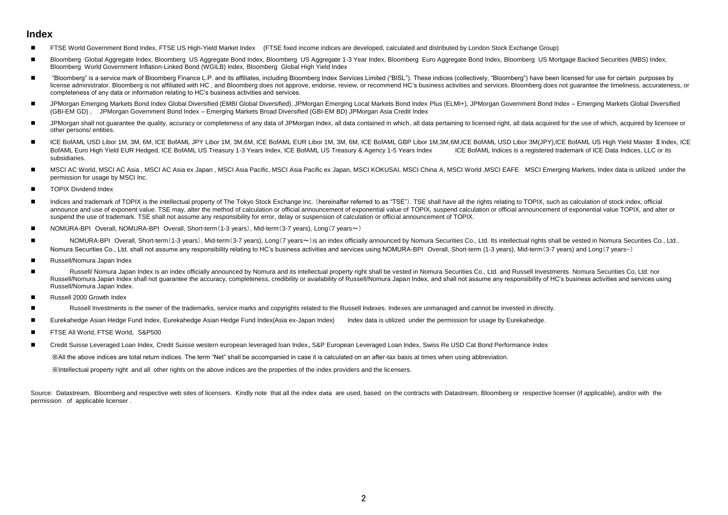## Index

- FTSE World Government Bond Index, FTSE US High-Yield Market Index (FTSE fixed income indices are developed, calculated and distributed by London Stock Exchange Group)
- Bloomberg Global Aggregate Index, Bloomberg US Aggregate Bond Index, Bloomberg US Aggregate 1-3 Year Index, Bloomberg Euro Aggregate Bond Index, Bloomberg US Mortgage Backed Securities (MBS) Index, Bloomberg World Government Inflation-Linked Bond (WGILB) Index, Bloomberg Global High Yield Index
- "Bloomberg" is a service mark of Bloomberg Finance L.P. and its affiliates, including Bloomberg Index Services Limited ("BISL"). These indices (collectively, "Bloomberg") have been licensed for use for certain purposes by license administrator. Bloomberg is not affiliated with HC , and Bloomberg does not approve, endorse, review, or recommend HC's business activities and services. Bloomberg does not guarantee the timeliness, accurateness, or completeness of any data or information relating to HC's business activities and services.
- JPMorgan Emerging Markets Bond Index Global Diversified (EMBI Global Diversified), JPMorgan Emerging Local Markets Bond Index Plus (ELMI+), JPMorgan Government Bond Index – Emerging Markets Global Diversified (GBI-EM GD) , JPMorgan Government Bond Index – Emerging Markets Broad Diversified (GBI-EM BD) JPMorgan Asia Credit Index
- JPMorgan shall not guarantee the quality, accuracy or completeness of any data of JPMorgan Index, all data contained in which, all data pertaining to licensed right, all data acquired for the use of which, acquired by licensee or other persons/ entities.
- ICE BofAML USD Libor 1M, 3M, 6M, ICE BofAML JPY Libor 1M, 3M,6M, ICE BofAML EUR Libor 1M, 3M, 6M, ICE BofAML GBP Libor 1M,3M,6M,ICE BofAML USD Libor 3M(JPY),ICE BofAML US High Yield Master Ⅱ Index, ICE BofAML Euro High Yield EUR Hedged, ICE BofAML US Treasury 1-3 Years Index, ICE BofAML US Treasury & Agency 1-5 Years Index ICE BofAML Indices is a registered trademark of ICE Data Indices, LLC or its subsidiaries.
- MSCI AC World, MSCI AC Asia , MSCI AC Asia ex Japan , MSCI Asia Pacific, MSCI Asia Pacific ex Japan, MSCI KOKUSAI, MSCI China A, MSCI World ,MSCI EAFE MSCI Emerging Markets, Index data is utilized under the permission for usage by MSCI Inc.
- TOPIX Dividend Index
- Indices and trademark of TOPIX is the intellectual property of The Tokyo Stock Exchange Inc.（hereinafter referred to as "TSE"）. TSE shall have all the rights relating to TOPIX, such as calculation of stock index, official announce and use of exponent value. TSE may, alter the method of calculation or official announcement of exponential value of TOPIX, suspend calculation or official announcement of exponential value TOPIX, and alter or suspend the use of trademark. TSE shall not assume any responsibility for error, delay or suspension of calculation or official announcement of TOPIX.
- NOMURA-BPI Overall, NOMURA-BPI Overall, Short-term（1-3 years）, Mid-term（3-7 years), Long（7 years～）
- NOMURA-BPI Overall, Short-term（1-3 years）, Mid-term（3-7 years), Long（7 years～）is an index officially announced by Nomura Securities Co., Ltd. Its intellectual rights shall be vested in Nomura Securities Co., Ltd.. Nomura Securities Co., Ltd. shall not assume any responsibility relating to HC's business activities and services using NOMURA-BPI Overall, Short-term (1-3 years), Mid-term（3-7 years) and Long（7 years~）
- Russell/Nomura Japan Index
- Russell/ Nomura Japan Index is an index officially announced by Nomura and its intellectual property right shall be vested in Nomura Securities Co., Ltd. and Russell Investments. Nomura Securities Co, Ltd. nor Russell/Nomura Japan Index shall not guarantee the accuracy, completeness, credibility or availability of Russell/Nomura Japan Index, and shall not assume any responsibility of HC's business activities and services using Russell/Nomura Japan Index.
- Russell 2000 Growth Index
- Russell Investments is the owner of the trademarks, service marks and copyrights related to the Russell Indexes. Indexes are unmanaged and cannot be invested in directly.
- Eurekahedge Asian Hedge Fund Index, Eurekahedge Asian Hedge Fund Index(Asia ex-Japan Index) Index data is utilized under the permission for usage by Eurekahedge.
- FTSE All World, FTSE World, S&P500
- Credit Suisse Leveraged Loan Index, Credit Suisse western european leveraged loan Index、S&P European Leveraged Loan Index, Swiss Re USD Cat Bond Performance Index

※All the above indices are total return indices. The term "Net" shall be accompanied in case it is calculated on an after-tax basis at times when using abbreviation.

※Intellectual property right and all other rights on the above indices are the properties of the index providers and the licensers.

Source: Datastream, Bloomberg and respective web sites of licensers. Kindly note that all the index data are used, based on the contracts with Datastream, Bloomberg or respective licenser (if applicable), and/or with the permission of applicable licenser .